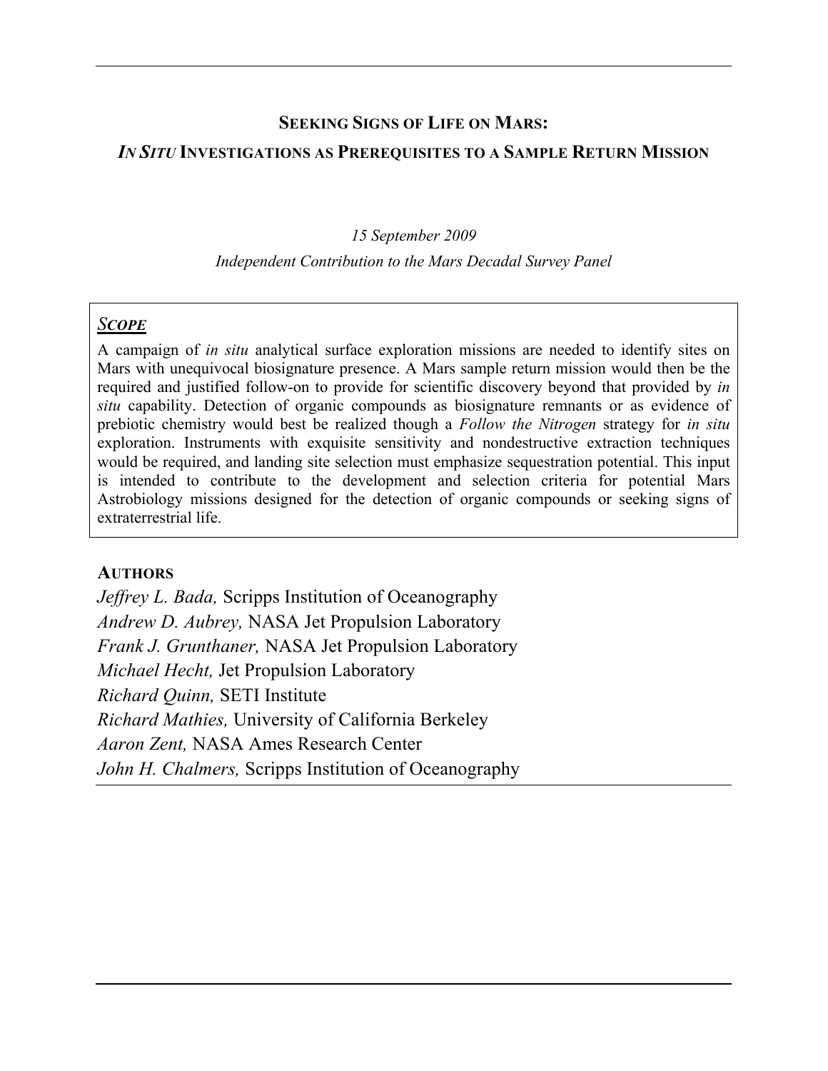# SEEKING SIGNS OF LIFE ON MARS:
# *IN SITU* INVESTIGATIONS AS PREREQUISITES TO A SAMPLE RETURN MISSION

*15 September 2009*

*Independent Contribution to the Mars Decadal Survey Panel*

## *SCOPE*

A campaign of *in situ* analytical surface exploration missions are needed to identify sites on Mars with unequivocal biosignature presence. A Mars sample return mission would then be the required and justified follow-on to provide for scientific discovery beyond that provided by *in situ* capability. Detection of organic compounds as biosignature remnants or as evidence of prebiotic chemistry would best be realized though a *Follow the Nitrogen* strategy for *in situ* exploration. Instruments with exquisite sensitivity and nondestructive extraction techniques would be required, and landing site selection must emphasize sequestration potential. This input is intended to contribute to the development and selection criteria for potential Mars Astrobiology missions designed for the detection of organic compounds or seeking signs of extraterrestrial life.

## AUTHORS

*Jeffrey L. Bada,* Scripps Institution of Oceanography
*Andrew D. Aubrey,* NASA Jet Propulsion Laboratory
*Frank J. Grunthaner,* NASA Jet Propulsion Laboratory
*Michael Hecht,* Jet Propulsion Laboratory
*Richard Quinn,* SETI Institute
*Richard Mathies,* University of California Berkeley
*Aaron Zent,* NASA Ames Research Center
*John H. Chalmers,* Scripps Institution of Oceanography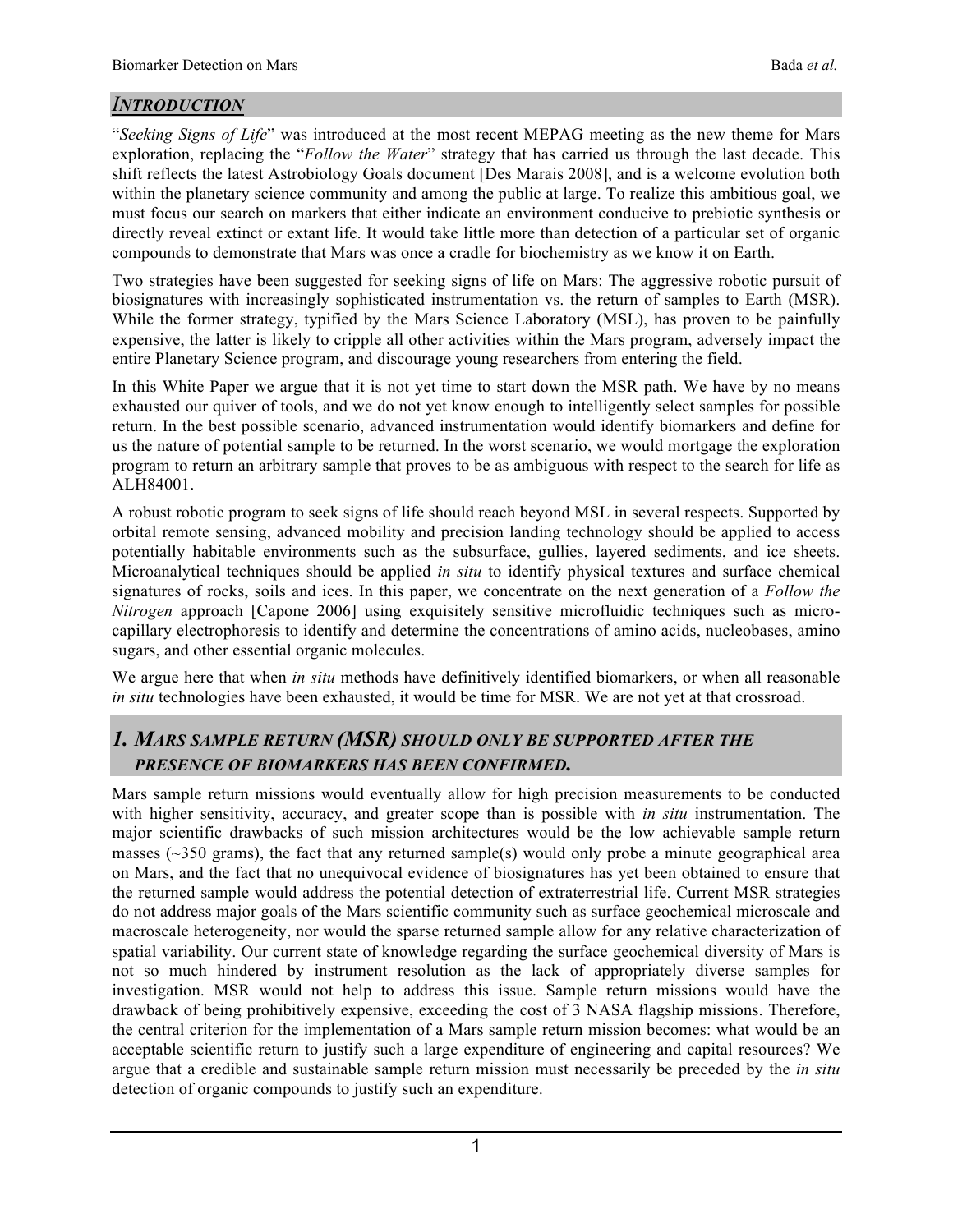## *INTRODUCTION*

"*Seeking Signs of Life*" was introduced at the most recent MEPAG meeting as the new theme for Mars exploration, replacing the "*Follow the Water*" strategy that has carried us through the last decade. This shift reflects the latest Astrobiology Goals document [Des Marais 2008], and is a welcome evolution both within the planetary science community and among the public at large. To realize this ambitious goal, we must focus our search on markers that either indicate an environment conducive to prebiotic synthesis or directly reveal extinct or extant life. It would take little more than detection of a particular set of organic compounds to demonstrate that Mars was once a cradle for biochemistry as we know it on Earth.

Two strategies have been suggested for seeking signs of life on Mars: The aggressive robotic pursuit of biosignatures with increasingly sophisticated instrumentation vs. the return of samples to Earth (MSR). While the former strategy, typified by the Mars Science Laboratory (MSL), has proven to be painfully expensive, the latter is likely to cripple all other activities within the Mars program, adversely impact the entire Planetary Science program, and discourage young researchers from entering the field.

In this White Paper we argue that it is not yet time to start down the MSR path. We have by no means exhausted our quiver of tools, and we do not yet know enough to intelligently select samples for possible return. In the best possible scenario, advanced instrumentation would identify biomarkers and define for us the nature of potential sample to be returned. In the worst scenario, we would mortgage the exploration program to return an arbitrary sample that proves to be as ambiguous with respect to the search for life as ALH84001.

A robust robotic program to seek signs of life should reach beyond MSL in several respects. Supported by orbital remote sensing, advanced mobility and precision landing technology should be applied to access potentially habitable environments such as the subsurface, gullies, layered sediments, and ice sheets. Microanalytical techniques should be applied *in situ* to identify physical textures and surface chemical signatures of rocks, soils and ices. In this paper, we concentrate on the next generation of a *Follow the Nitrogen* approach [Capone 2006] using exquisitely sensitive microfluidic techniques such as micro-capillary electrophoresis to identify and determine the concentrations of amino acids, nucleobases, amino sugars, and other essential organic molecules.

We argue here that when *in situ* methods have definitively identified biomarkers, or when all reasonable *in situ* technologies have been exhausted, it would be time for MSR. We are not yet at that crossroad.

## *1. MARS SAMPLE RETURN (MSR) SHOULD ONLY BE SUPPORTED AFTER THE PRESENCE OF BIOMARKERS HAS BEEN CONFIRMED.*

Mars sample return missions would eventually allow for high precision measurements to be conducted with higher sensitivity, accuracy, and greater scope than is possible with *in situ* instrumentation. The major scientific drawbacks of such mission architectures would be the low achievable sample return masses (~350 grams), the fact that any returned sample(s) would only probe a minute geographical area on Mars, and the fact that no unequivocal evidence of biosignatures has yet been obtained to ensure that the returned sample would address the potential detection of extraterrestrial life. Current MSR strategies do not address major goals of the Mars scientific community such as surface geochemical microscale and macroscale heterogeneity, nor would the sparse returned sample allow for any relative characterization of spatial variability. Our current state of knowledge regarding the surface geochemical diversity of Mars is not so much hindered by instrument resolution as the lack of appropriately diverse samples for investigation. MSR would not help to address this issue. Sample return missions would have the drawback of being prohibitively expensive, exceeding the cost of 3 NASA flagship missions. Therefore, the central criterion for the implementation of a Mars sample return mission becomes: what would be an acceptable scientific return to justify such a large expenditure of engineering and capital resources? We argue that a credible and sustainable sample return mission must necessarily be preceded by the *in situ* detection of organic compounds to justify such an expenditure.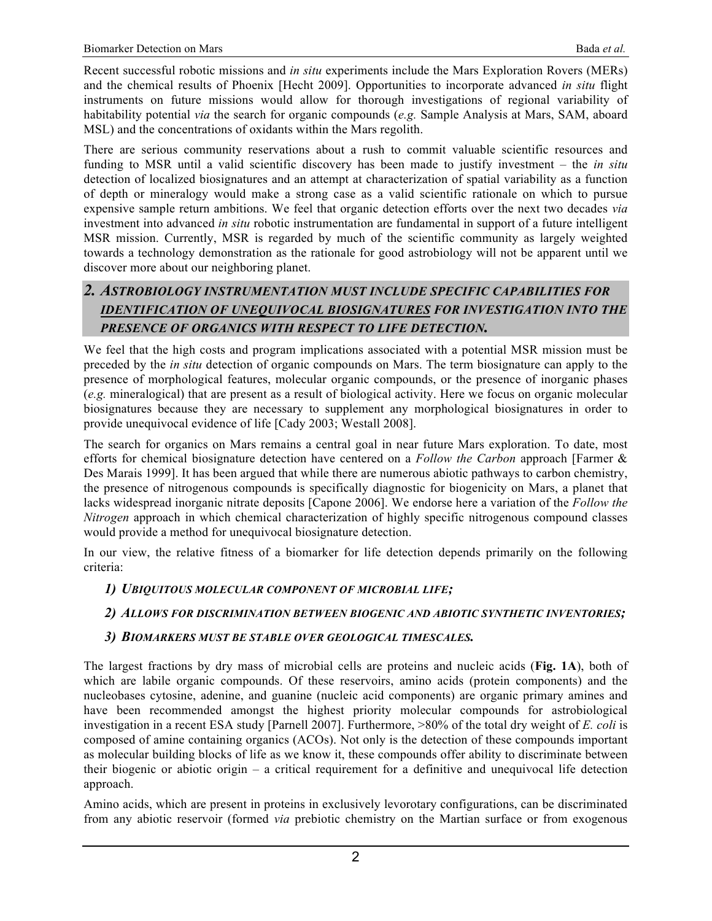Recent successful robotic missions and *in situ* experiments include the Mars Exploration Rovers (MERs) and the chemical results of Phoenix [Hecht 2009]. Opportunities to incorporate advanced *in situ* flight instruments on future missions would allow for thorough investigations of regional variability of habitability potential *via* the search for organic compounds (*e.g.* Sample Analysis at Mars, SAM, aboard MSL) and the concentrations of oxidants within the Mars regolith.

There are serious community reservations about a rush to commit valuable scientific resources and funding to MSR until a valid scientific discovery has been made to justify investment – the *in situ* detection of localized biosignatures and an attempt at characterization of spatial variability as a function of depth or mineralogy would make a strong case as a valid scientific rationale on which to pursue expensive sample return ambitions. We feel that organic detection efforts over the next two decades *via* investment into advanced *in situ* robotic instrumentation are fundamental in support of a future intelligent MSR mission. Currently, MSR is regarded by much of the scientific community as largely weighted towards a technology demonstration as the rationale for good astrobiology will not be apparent until we discover more about our neighboring planet.

## 2. ASTROBIOLOGY INSTRUMENTATION MUST INCLUDE SPECIFIC CAPABILITIES FOR IDENTIFICATION OF UNEQUIVOCAL BIOSIGNATURES FOR INVESTIGATION INTO THE PRESENCE OF ORGANICS WITH RESPECT TO LIFE DETECTION.

We feel that the high costs and program implications associated with a potential MSR mission must be preceded by the *in situ* detection of organic compounds on Mars. The term biosignature can apply to the presence of morphological features, molecular organic compounds, or the presence of inorganic phases (*e.g.* mineralogical) that are present as a result of biological activity. Here we focus on organic molecular biosignatures because they are necessary to supplement any morphological biosignatures in order to provide unequivocal evidence of life [Cady 2003; Westall 2008].

The search for organics on Mars remains a central goal in near future Mars exploration. To date, most efforts for chemical biosignature detection have centered on a *Follow the Carbon* approach [Farmer & Des Marais 1999]. It has been argued that while there are numerous abiotic pathways to carbon chemistry, the presence of nitrogenous compounds is specifically diagnostic for biogenicity on Mars, a planet that lacks widespread inorganic nitrate deposits [Capone 2006]. We endorse here a variation of the *Follow the Nitrogen* approach in which chemical characterization of highly specific nitrogenous compound classes would provide a method for unequivocal biosignature detection.

In our view, the relative fitness of a biomarker for life detection depends primarily on the following criteria:

1) ***UBIQUITOUS MOLECULAR COMPONENT OF MICROBIAL LIFE;***
2) ***ALLOWS FOR DISCRIMINATION BETWEEN BIOGENIC AND ABIOTIC SYNTHETIC INVENTORIES;***
3) ***BIOMARKERS MUST BE STABLE OVER GEOLOGICAL TIMESCALES.***

The largest fractions by dry mass of microbial cells are proteins and nucleic acids (**Fig. 1A**), both of which are labile organic compounds. Of these reservoirs, amino acids (protein components) and the nucleobases cytosine, adenine, and guanine (nucleic acid components) are organic primary amines and have been recommended amongst the highest priority molecular compounds for astrobiological investigation in a recent ESA study [Parnell 2007]. Furthermore, >80% of the total dry weight of *E. coli* is composed of amine containing organics (ACOs). Not only is the detection of these compounds important as molecular building blocks of life as we know it, these compounds offer ability to discriminate between their biogenic or abiotic origin – a critical requirement for a definitive and unequivocal life detection approach.

Amino acids, which are present in proteins in exclusively levorotary configurations, can be discriminated from any abiotic reservoir (formed *via* prebiotic chemistry on the Martian surface or from exogenous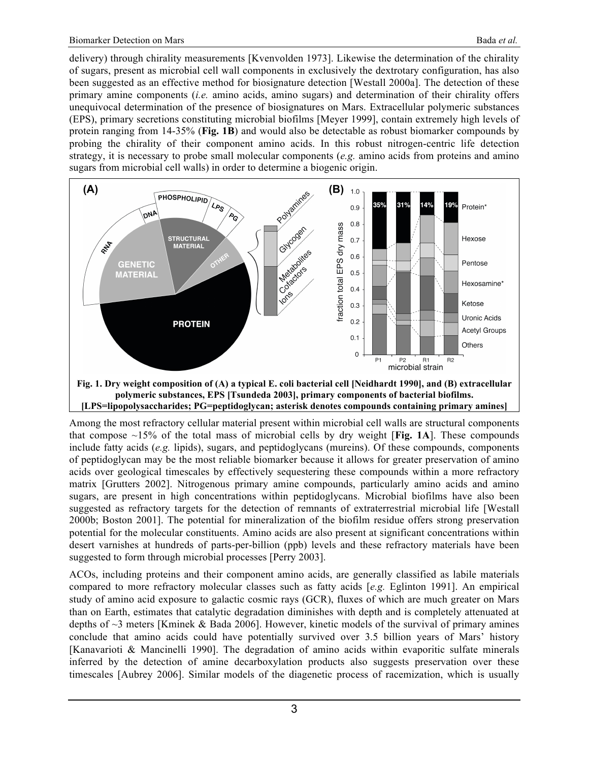delivery) through chirality measurements [Kvenvolden 1973]. Likewise the determination of the chirality of sugars, present as microbial cell wall components in exclusively the dextrotary configuration, has also been suggested as an effective method for biosignature detection [Westall 2000a]. The detection of these primary amine components (*i.e.* amino acids, amino sugars) and determination of their chirality offers unequivocal determination of the presence of biosignatures on Mars. Extracellular polymeric substances (EPS), primary secretions constituting microbial biofilms [Meyer 1999], contain extremely high levels of protein ranging from 14-35% (**Fig. 1B**) and would also be detectable as robust biomarker compounds by probing the chirality of their component amino acids. In this robust nitrogen-centric life detection strategy, it is necessary to probe small molecular components (*e.g.* amino acids from proteins and amino sugars from microbial cell walls) in order to determine a biogenic origin.

**Fig. 1. Dry weight composition of (A) a typical E. coli bacterial cell [Neidhardt 1990], and (B) extracellular polymeric substances, EPS [Tsundeda 2003], primary components of bacterial biofilms. [LPS=lipopolysaccharides; PG=peptidoglycan; asterisk denotes compounds containing primary amines]**

Among the most refractory cellular material present within microbial cell walls are structural components that compose ~15% of the total mass of microbial cells by dry weight [**Fig. 1A**]. These compounds include fatty acids (*e.g.* lipids), sugars, and peptidoglycans (mureins). Of these compounds, components of peptidoglycan may be the most reliable biomarker because it allows for greater preservation of amino acids over geological timescales by effectively sequestering these compounds within a more refractory matrix [Grutters 2002]. Nitrogenous primary amine compounds, particularly amino acids and amino sugars, are present in high concentrations within peptidoglycans. Microbial biofilms have also been suggested as refractory targets for the detection of remnants of extraterrestrial microbial life [Westall 2000b; Boston 2001]. The potential for mineralization of the biofilm residue offers strong preservation potential for the molecular constituents. Amino acids are also present at significant concentrations within desert varnishes at hundreds of parts-per-billion (ppb) levels and these refractory materials have been suggested to form through microbial processes [Perry 2003].

ACOs, including proteins and their component amino acids, are generally classified as labile materials compared to more refractory molecular classes such as fatty acids [*e.g.* Eglinton 1991]. An empirical study of amino acid exposure to galactic cosmic rays (GCR), fluxes of which are much greater on Mars than on Earth, estimates that catalytic degradation diminishes with depth and is completely attenuated at depths of ~3 meters [Kminek & Bada 2006]. However, kinetic models of the survival of primary amines conclude that amino acids could have potentially survived over 3.5 billion years of Mars' history [Kanavarioti & Mancinelli 1990]. The degradation of amino acids within evaporitic sulfate minerals inferred by the detection of amine decarboxylation products also suggests preservation over these timescales [Aubrey 2006]. Similar models of the diagenetic process of racemization, which is usually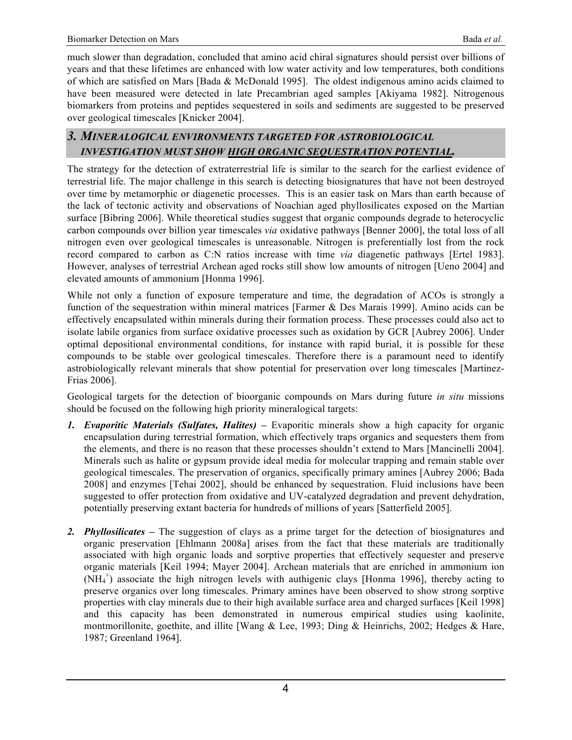much slower than degradation, concluded that amino acid chiral signatures should persist over billions of years and that these lifetimes are enhanced with low water activity and low temperatures, both conditions of which are satisfied on Mars [Bada & McDonald 1995]. The oldest indigenous amino acids claimed to have been measured were detected in late Precambrian aged samples [Akiyama 1982]. Nitrogenous biomarkers from proteins and peptides sequestered in soils and sediments are suggested to be preserved over geological timescales [Knicker 2004].

## *3. MINERALOGICAL ENVIRONMENTS TARGETED FOR ASTROBIOLOGICAL INVESTIGATION MUST SHOW HIGH ORGANIC SEQUESTRATION POTENTIAL.*

The strategy for the detection of extraterrestrial life is similar to the search for the earliest evidence of terrestrial life. The major challenge in this search is detecting biosignatures that have not been destroyed over time by metamorphic or diagenetic processes. This is an easier task on Mars than earth because of the lack of tectonic activity and observations of Noachian aged phyllosilicates exposed on the Martian surface [Bibring 2006]. While theoretical studies suggest that organic compounds degrade to heterocyclic carbon compounds over billion year timescales *via* oxidative pathways [Benner 2000], the total loss of all nitrogen even over geological timescales is unreasonable. Nitrogen is preferentially lost from the rock record compared to carbon as C:N ratios increase with time *via* diagenetic pathways [Ertel 1983]. However, analyses of terrestrial Archean aged rocks still show low amounts of nitrogen [Ueno 2004] and elevated amounts of ammonium [Honma 1996].

While not only a function of exposure temperature and time, the degradation of ACOs is strongly a function of the sequestration within mineral matrices [Farmer & Des Marais 1999]. Amino acids can be effectively encapsulated within minerals during their formation process. These processes could also act to isolate labile organics from surface oxidative processes such as oxidation by GCR [Aubrey 2006]. Under optimal depositional environmental conditions, for instance with rapid burial, it is possible for these compounds to be stable over geological timescales. Therefore there is a paramount need to identify astrobiologically relevant minerals that show potential for preservation over long timescales [Martinez-Frias 2006].

Geological targets for the detection of bioorganic compounds on Mars during future *in situ* missions should be focused on the following high priority mineralogical targets:

1. ***Evaporitic Materials (Sulfates, Halites)*** – Evaporitic minerals show a high capacity for organic encapsulation during terrestrial formation, which effectively traps organics and sequesters them from the elements, and there is no reason that these processes shouldn't extend to Mars [Mancinelli 2004]. Minerals such as halite or gypsum provide ideal media for molecular trapping and remain stable over geological timescales. The preservation of organics, specifically primary amines [Aubrey 2006; Bada 2008] and enzymes [Tehai 2002], should be enhanced by sequestration. Fluid inclusions have been suggested to offer protection from oxidative and UV-catalyzed degradation and prevent dehydration, potentially preserving extant bacteria for hundreds of millions of years [Satterfield 2005].

2. ***Phyllosilicates*** – The suggestion of clays as a prime target for the detection of biosignatures and organic preservation [Ehlmann 2008a] arises from the fact that these materials are traditionally associated with high organic loads and sorptive properties that effectively sequester and preserve organic materials [Keil 1994; Mayer 2004]. Archean materials that are enriched in ammonium ion ($NH_4^+$) associate the high nitrogen levels with authigenic clays [Honma 1996], thereby acting to preserve organics over long timescales. Primary amines have been observed to show strong sorptive properties with clay minerals due to their high available surface area and charged surfaces [Keil 1998] and this capacity has been demonstrated in numerous empirical studies using kaolinite, montmorillonite, goethite, and illite [Wang & Lee, 1993; Ding & Heinrichs, 2002; Hedges & Hare, 1987; Greenland 1964].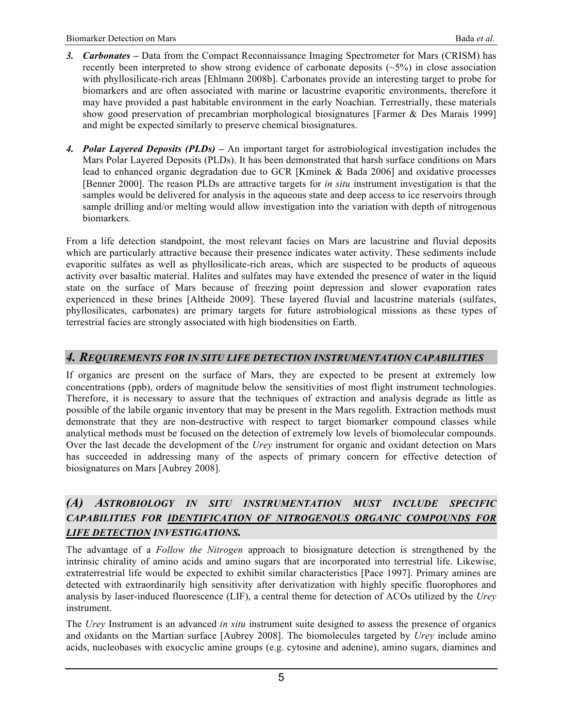3. ***Carbonates –*** Data from the Compact Reconnaissance Imaging Spectrometer for Mars (CRISM) has recently been interpreted to show strong evidence of carbonate deposits (~5%) in close association with phyllosilicate-rich areas [Ehlmann 2008b]. Carbonates provide an interesting target to probe for biomarkers and are often associated with marine or lacustrine evaporitic environments, therefore it may have provided a past habitable environment in the early Noachian. Terrestrially, these materials show good preservation of precambrian morphological biosignatures [Farmer & Des Marais 1999] and might be expected similarly to preserve chemical biosignatures.

4. ***Polar Layered Deposits (PLDs) –*** An important target for astrobiological investigation includes the Mars Polar Layered Deposits (PLDs). It has been demonstrated that harsh surface conditions on Mars lead to enhanced organic degradation due to GCR [Kminek & Bada 2006] and oxidative processes [Benner 2000]. The reason PLDs are attractive targets for *in situ* instrument investigation is that the samples would be delivered for analysis in the aqueous state and deep access to ice reservoirs through sample drilling and/or melting would allow investigation into the variation with depth of nitrogenous biomarkers.

From a life detection standpoint, the most relevant facies on Mars are lacustrine and fluvial deposits which are particularly attractive because their presence indicates water activity. These sediments include evaporitic sulfates as well as phyllosilicate-rich areas, which are suspected to be products of aqueous activity over basaltic material. Halites and sulfates may have extended the presence of water in the liquid state on the surface of Mars because of freezing point depression and slower evaporation rates experienced in these brines [Altheide 2009]. These layered fluvial and lacustrine materials (sulfates, phyllosilicates, carbonates) are primary targets for future astrobiological missions as these types of terrestrial facies are strongly associated with high biodensities on Earth.

## 4. REQUIREMENTS FOR IN SITU LIFE DETECTION INSTRUMENTATION CAPABILITIES

If organics are present on the surface of Mars, they are expected to be present at extremely low concentrations (ppb), orders of magnitude below the sensitivities of most flight instrument technologies. Therefore, it is necessary to assure that the techniques of extraction and analysis degrade as little as possible of the labile organic inventory that may be present in the Mars regolith. Extraction methods must demonstrate that they are non-destructive with respect to target biomarker compound classes while analytical methods must be focused on the detection of extremely low levels of biomolecular compounds. Over the last decade the development of the *Urey* instrument for organic and oxidant detection on Mars has succeeded in addressing many of the aspects of primary concern for effective detection of biosignatures on Mars [Aubrey 2008].

### *(A) ASTROBIOLOGY IN SITU INSTRUMENTATION MUST INCLUDE SPECIFIC CAPABILITIES FOR IDENTIFICATION OF NITROGENOUS ORGANIC COMPOUNDS FOR LIFE DETECTION INVESTIGATIONS.*

The advantage of a *Follow the Nitrogen* approach to biosignature detection is strengthened by the intrinsic chirality of amino acids and amino sugars that are incorporated into terrestrial life. Likewise, extraterrestrial life would be expected to exhibit similar characteristics [Pace 1997]. Primary amines are detected with extraordinarily high sensitivity after derivatization with highly specific fluorophores and analysis by laser-induced fluorescence (LIF), a central theme for detection of ACOs utilized by the *Urey* instrument.

The *Urey* Instrument is an advanced *in situ* instrument suite designed to assess the presence of organics and oxidants on the Martian surface [Aubrey 2008]. The biomolecules targeted by *Urey* include amino acids, nucleobases with exocyclic amine groups (e.g. cytosine and adenine), amino sugars, diamines and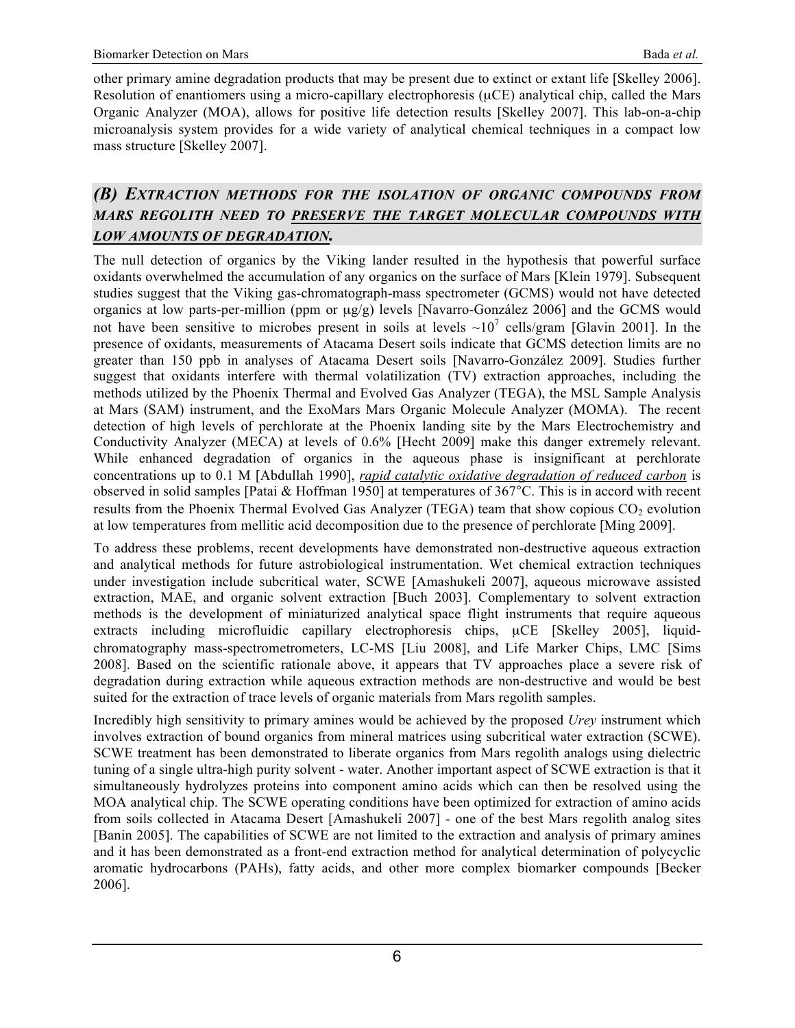other primary amine degradation products that may be present due to extinct or extant life [Skelley 2006]. Resolution of enantiomers using a micro-capillary electrophoresis (μCE) analytical chip, called the Mars Organic Analyzer (MOA), allows for positive life detection results [Skelley 2007]. This lab-on-a-chip microanalysis system provides for a wide variety of analytical chemical techniques in a compact low mass structure [Skelley 2007].

## *(B) Extraction methods for the isolation of organic compounds from Mars regolith need to preserve the target molecular compounds with low amounts of degradation.*

The null detection of organics by the Viking lander resulted in the hypothesis that powerful surface oxidants overwhelmed the accumulation of any organics on the surface of Mars [Klein 1979]. Subsequent studies suggest that the Viking gas-chromatograph-mass spectrometer (GCMS) would not have detected organics at low parts-per-million (ppm or μg/g) levels [Navarro-González 2006] and the GCMS would not have been sensitive to microbes present in soils at levels ~$10^7$ cells/gram [Glavin 2001]. In the presence of oxidants, measurements of Atacama Desert soils indicate that GCMS detection limits are no greater than 150 ppb in analyses of Atacama Desert soils [Navarro-González 2009]. Studies further suggest that oxidants interfere with thermal volatilization (TV) extraction approaches, including the methods utilized by the Phoenix Thermal and Evolved Gas Analyzer (TEGA), the MSL Sample Analysis at Mars (SAM) instrument, and the ExoMars Mars Organic Molecule Analyzer (MOMA). The recent detection of high levels of perchlorate at the Phoenix landing site by the Mars Electrochemistry and Conductivity Analyzer (MECA) at levels of 0.6% [Hecht 2009] make this danger extremely relevant. While enhanced degradation of organics in the aqueous phase is insignificant at perchlorate concentrations up to 0.1 M [Abdullah 1990], *rapid catalytic oxidative degradation of reduced carbon* is observed in solid samples [Patai & Hoffman 1950] at temperatures of 367°C. This is in accord with recent results from the Phoenix Thermal Evolved Gas Analyzer (TEGA) team that show copious $CO_2$ evolution at low temperatures from mellitic acid decomposition due to the presence of perchlorate [Ming 2009].

To address these problems, recent developments have demonstrated non-destructive aqueous extraction and analytical methods for future astrobiological instrumentation. Wet chemical extraction techniques under investigation include subcritical water, SCWE [Amashukeli 2007], aqueous microwave assisted extraction, MAE, and organic solvent extraction [Buch 2003]. Complementary to solvent extraction methods is the development of miniaturized analytical space flight instruments that require aqueous extracts including microfluidic capillary electrophoresis chips, μCE [Skelley 2005], liquid-chromatography mass-spectrometrometers, LC-MS [Liu 2008], and Life Marker Chips, LMC [Sims 2008]. Based on the scientific rationale above, it appears that TV approaches place a severe risk of degradation during extraction while aqueous extraction methods are non-destructive and would be best suited for the extraction of trace levels of organic materials from Mars regolith samples.

Incredibly high sensitivity to primary amines would be achieved by the proposed *Urey* instrument which involves extraction of bound organics from mineral matrices using subcritical water extraction (SCWE). SCWE treatment has been demonstrated to liberate organics from Mars regolith analogs using dielectric tuning of a single ultra-high purity solvent - water. Another important aspect of SCWE extraction is that it simultaneously hydrolyzes proteins into component amino acids which can then be resolved using the MOA analytical chip. The SCWE operating conditions have been optimized for extraction of amino acids from soils collected in Atacama Desert [Amashukeli 2007] - one of the best Mars regolith analog sites [Banin 2005]. The capabilities of SCWE are not limited to the extraction and analysis of primary amines and it has been demonstrated as a front-end extraction method for analytical determination of polycyclic aromatic hydrocarbons (PAHs), fatty acids, and other more complex biomarker compounds [Becker 2006].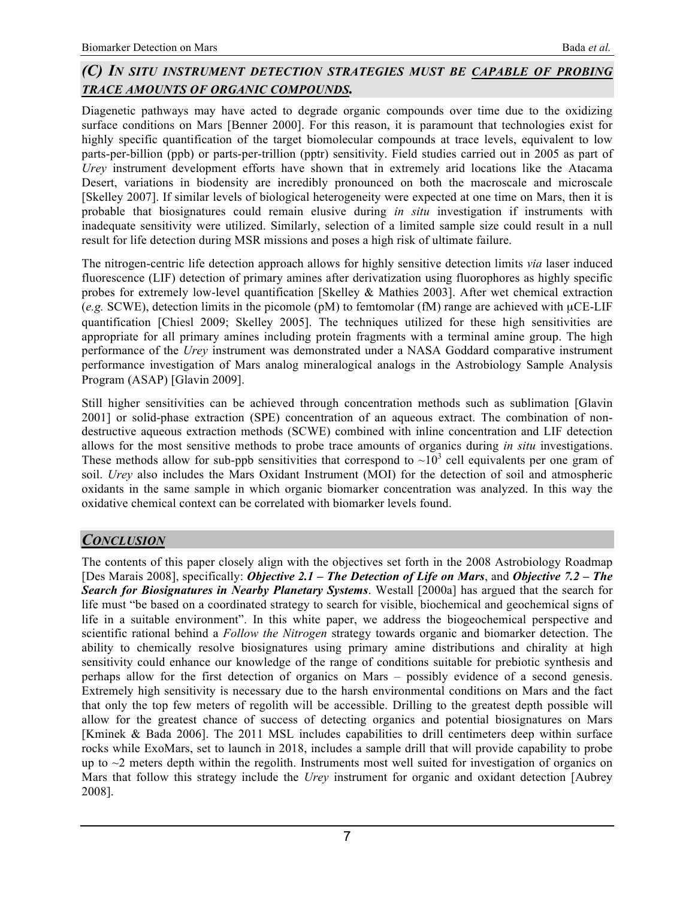## *(C) IN SITU INSTRUMENT DETECTION STRATEGIES MUST BE CAPABLE OF PROBING TRACE AMOUNTS OF ORGANIC COMPOUNDS.*

Diagenetic pathways may have acted to degrade organic compounds over time due to the oxidizing surface conditions on Mars [Benner 2000]. For this reason, it is paramount that technologies exist for highly specific quantification of the target biomolecular compounds at trace levels, equivalent to low parts-per-billion (ppb) or parts-per-trillion (pptr) sensitivity. Field studies carried out in 2005 as part of *Urey* instrument development efforts have shown that in extremely arid locations like the Atacama Desert, variations in biodensity are incredibly pronounced on both the macroscale and microscale [Skelley 2007]. If similar levels of biological heterogeneity were expected at one time on Mars, then it is probable that biosignatures could remain elusive during *in situ* investigation if instruments with inadequate sensitivity were utilized. Similarly, selection of a limited sample size could result in a null result for life detection during MSR missions and poses a high risk of ultimate failure.

The nitrogen-centric life detection approach allows for highly sensitive detection limits *via* laser induced fluorescence (LIF) detection of primary amines after derivatization using fluorophores as highly specific probes for extremely low-level quantification [Skelley & Mathies 2003]. After wet chemical extraction (*e.g.* SCWE), detection limits in the picomole (pM) to femtomolar (fM) range are achieved with μCE-LIF quantification [Chiesl 2009; Skelley 2005]. The techniques utilized for these high sensitivities are appropriate for all primary amines including protein fragments with a terminal amine group. The high performance of the *Urey* instrument was demonstrated under a NASA Goddard comparative instrument performance investigation of Mars analog mineralogical analogs in the Astrobiology Sample Analysis Program (ASAP) [Glavin 2009].

Still higher sensitivities can be achieved through concentration methods such as sublimation [Glavin 2001] or solid-phase extraction (SPE) concentration of an aqueous extract. The combination of non-destructive aqueous extraction methods (SCWE) combined with inline concentration and LIF detection allows for the most sensitive methods to probe trace amounts of organics during *in situ* investigations. These methods allow for sub-ppb sensitivities that correspond to $\sim 10^3$ cell equivalents per one gram of soil. *Urey* also includes the Mars Oxidant Instrument (MOI) for the detection of soil and atmospheric oxidants in the same sample in which organic biomarker concentration was analyzed. In this way the oxidative chemical context can be correlated with biomarker levels found.

## *CONCLUSION*

The contents of this paper closely align with the objectives set forth in the 2008 Astrobiology Roadmap [Des Marais 2008], specifically: ***Objective 2.1 – The Detection of Life on Mars***, and ***Objective 7.2 – The Search for Biosignatures in Nearby Planetary Systems***. Westall [2000a] has argued that the search for life must "be based on a coordinated strategy to search for visible, biochemical and geochemical signs of life in a suitable environment". In this white paper, we address the biogeochemical perspective and scientific rational behind a *Follow the Nitrogen* strategy towards organic and biomarker detection. The ability to chemically resolve biosignatures using primary amine distributions and chirality at high sensitivity could enhance our knowledge of the range of conditions suitable for prebiotic synthesis and perhaps allow for the first detection of organics on Mars – possibly evidence of a second genesis. Extremely high sensitivity is necessary due to the harsh environmental conditions on Mars and the fact that only the top few meters of regolith will be accessible. Drilling to the greatest depth possible will allow for the greatest chance of success of detecting organics and potential biosignatures on Mars [Kminek & Bada 2006]. The 2011 MSL includes capabilities to drill centimeters deep within surface rocks while ExoMars, set to launch in 2018, includes a sample drill that will provide capability to probe up to ~2 meters depth within the regolith. Instruments most well suited for investigation of organics on Mars that follow this strategy include the *Urey* instrument for organic and oxidant detection [Aubrey 2008].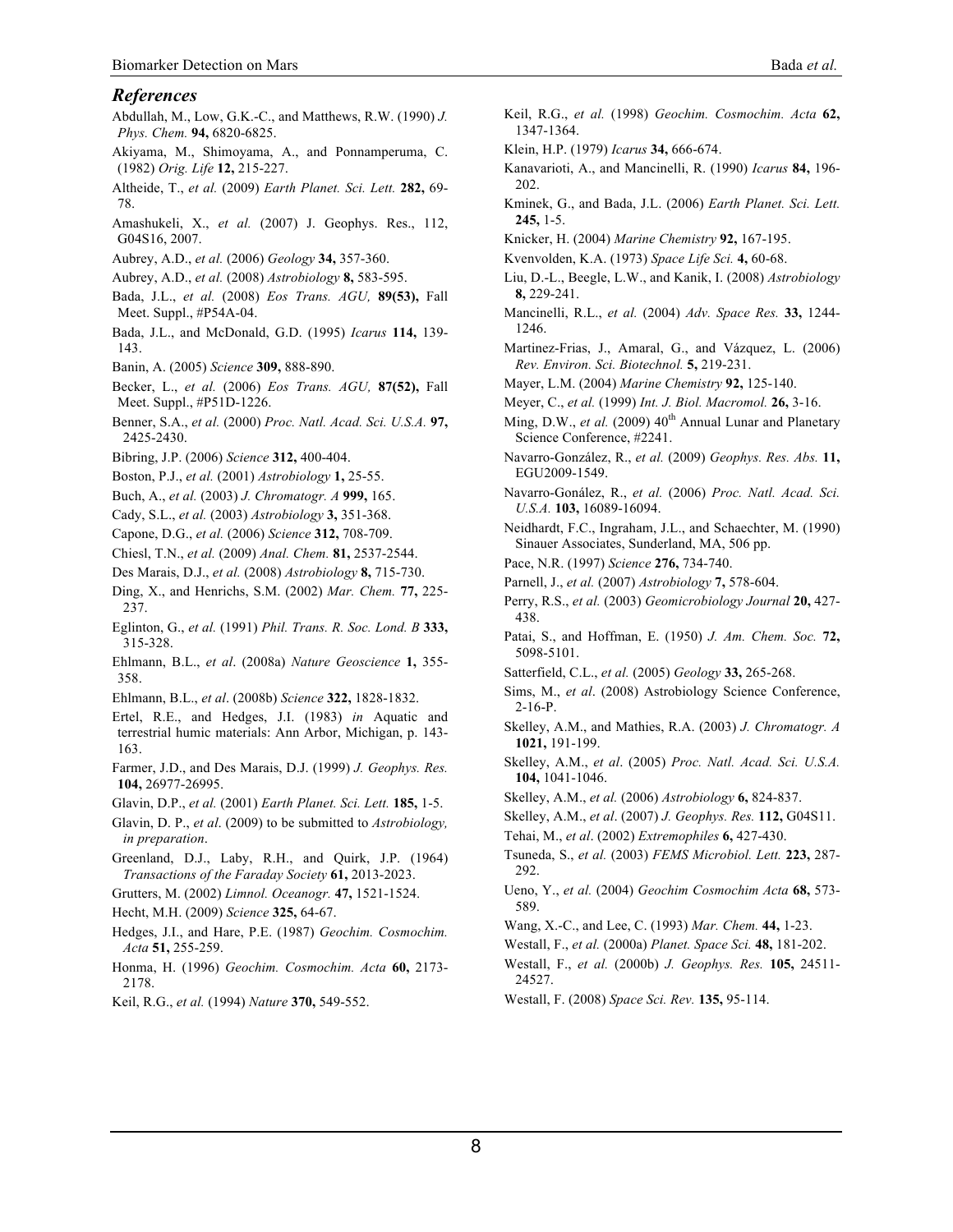## *References*

Abdullah, M., Low, G.K.-C., and Matthews, R.W. (1990) *J. Phys. Chem.* **94,** 6820-6825.

Akiyama, M., Shimoyama, A., and Ponnamperuma, C. (1982) *Orig. Life* **12,** 215-227.

Altheide, T., *et al.* (2009) *Earth Planet. Sci. Lett.* **282,** 69-78.

Amashukeli, X., *et al.* (2007) J. Geophys. Res., 112, G04S16, 2007.

Aubrey, A.D., *et al.* (2006) *Geology* **34,** 357-360.

Aubrey, A.D., *et al.* (2008) *Astrobiology* **8,** 583-595.

Bada, J.L., *et al.* (2008) *Eos Trans. AGU,* **89(53),** Fall Meet. Suppl., #P54A-04.

Bada, J.L., and McDonald, G.D. (1995) *Icarus* **114,** 139-143.

Banin, A. (2005) *Science* **309,** 888-890.

Becker, L., *et al.* (2006) *Eos Trans. AGU,* **87(52),** Fall Meet. Suppl., #P51D-1226.

Benner, S.A., *et al.* (2000) *Proc. Natl. Acad. Sci. U.S.A.* **97,** 2425-2430.

Bibring, J.P. (2006) *Science* **312,** 400-404.

Boston, P.J., *et al.* (2001) *Astrobiology* **1,** 25-55.

Buch, A., *et al.* (2003) *J. Chromatogr. A* **999,** 165.

Cady, S.L., *et al.* (2003) *Astrobiology* **3,** 351-368.

Capone, D.G., *et al.* (2006) *Science* **312,** 708-709.

Chiesl, T.N., *et al.* (2009) *Anal. Chem.* **81,** 2537-2544.

Des Marais, D.J., *et al.* (2008) *Astrobiology* **8,** 715-730.

Ding, X., and Henrichs, S.M. (2002) *Mar. Chem.* **77,** 225-237.

Eglinton, G., *et al.* (1991) *Phil. Trans. R. Soc. Lond. B* **333,** 315-328.

Ehlmann, B.L., *et al*. (2008a) *Nature Geoscience* **1,** 355-358.

Ehlmann, B.L., *et al*. (2008b) *Science* **322,** 1828-1832.

Ertel, R.E., and Hedges, J.I. (1983) *in* Aquatic and terrestrial humic materials: Ann Arbor, Michigan, p. 143-163.

Farmer, J.D., and Des Marais, D.J. (1999) *J. Geophys. Res.* **104,** 26977-26995.

Glavin, D.P., *et al.* (2001) *Earth Planet. Sci. Lett.* **185,** 1-5.

Glavin, D. P., *et al*. (2009) to be submitted to *Astrobiology, in preparation*.

Greenland, D.J., Laby, R.H., and Quirk, J.P. (1964) *Transactions of the Faraday Society* **61,** 2013-2023.

Grutters, M. (2002) *Limnol. Oceanogr.* **47,** 1521-1524.

Hecht, M.H. (2009) *Science* **325,** 64-67.

Hedges, J.I., and Hare, P.E. (1987) *Geochim. Cosmochim. Acta* **51,** 255-259.

Honma, H. (1996) *Geochim. Cosmochim. Acta* **60,** 2173-2178.

Keil, R.G., *et al.* (1994) *Nature* **370,** 549-552.

Keil, R.G., *et al.* (1998) *Geochim. Cosmochim. Acta* **62,** 1347-1364.

Klein, H.P. (1979) *Icarus* **34,** 666-674.

Kanavarioti, A., and Mancinelli, R. (1990) *Icarus* **84,** 196-202.

Kminek, G., and Bada, J.L. (2006) *Earth Planet. Sci. Lett.* **245,** 1-5.

Knicker, H. (2004) *Marine Chemistry* **92,** 167-195.

Kvenvolden, K.A. (1973) *Space Life Sci.* **4,** 60-68.

Liu, D.-L., Beegle, L.W., and Kanik, I. (2008) *Astrobiology* **8,** 229-241.

Mancinelli, R.L., *et al.* (2004) *Adv. Space Res.* **33,** 1244-1246.

Martinez-Frias, J., Amaral, G., and Vázquez, L. (2006) *Rev. Environ. Sci. Biotechnol.* **5,** 219-231.

Mayer, L.M. (2004) *Marine Chemistry* **92,** 125-140.

Meyer, C., *et al.* (1999) *Int. J. Biol. Macromol.* **26,** 3-16.

Ming, D.W., *et al.* (2009) 40th Annual Lunar and Planetary Science Conference, #2241.

Navarro-González, R., *et al.* (2009) *Geophys. Res. Abs.* **11,** EGU2009-1549.

Navarro-Gonález, R., *et al.* (2006) *Proc. Natl. Acad. Sci. U.S.A.* **103,** 16089-16094.

Neidhardt, F.C., Ingraham, J.L., and Schaechter, M. (1990) Sinauer Associates, Sunderland, MA, 506 pp.

Pace, N.R. (1997) *Science* **276,** 734-740.

Parnell, J., *et al.* (2007) *Astrobiology* **7,** 578-604.

Perry, R.S., *et al.* (2003) *Geomicrobiology Journal* **20,** 427-438.

Patai, S., and Hoffman, E. (1950) *J. Am. Chem. Soc.* **72,** 5098-5101.

Satterfield, C.L., *et al.* (2005) *Geology* **33,** 265-268.

Sims, M., *et al*. (2008) Astrobiology Science Conference, 2-16-P.

Skelley, A.M., and Mathies, R.A. (2003) *J. Chromatogr. A* **1021,** 191-199.

Skelley, A.M., *et al*. (2005) *Proc. Natl. Acad. Sci. U.S.A.* **104,** 1041-1046.

Skelley, A.M., *et al.* (2006) *Astrobiology* **6,** 824-837.

Skelley, A.M., *et al*. (2007) *J. Geophys. Res.* **112,** G04S11.

Tehai, M., *et al*. (2002) *Extremophiles* **6,** 427-430.

Tsuneda, S., *et al.* (2003) *FEMS Microbiol. Lett.* **223,** 287-292.

Ueno, Y., *et al.* (2004) *Geochim Cosmochim Acta* **68,** 573-589.

Wang, X.-C., and Lee, C. (1993) *Mar. Chem.* **44,** 1-23.

Westall, F., *et al.* (2000a) *Planet. Space Sci.* **48,** 181-202.

Westall, F., *et al.* (2000b) *J. Geophys. Res.* **105,** 24511-24527.

Westall, F. (2008) *Space Sci. Rev.* **135,** 95-114.